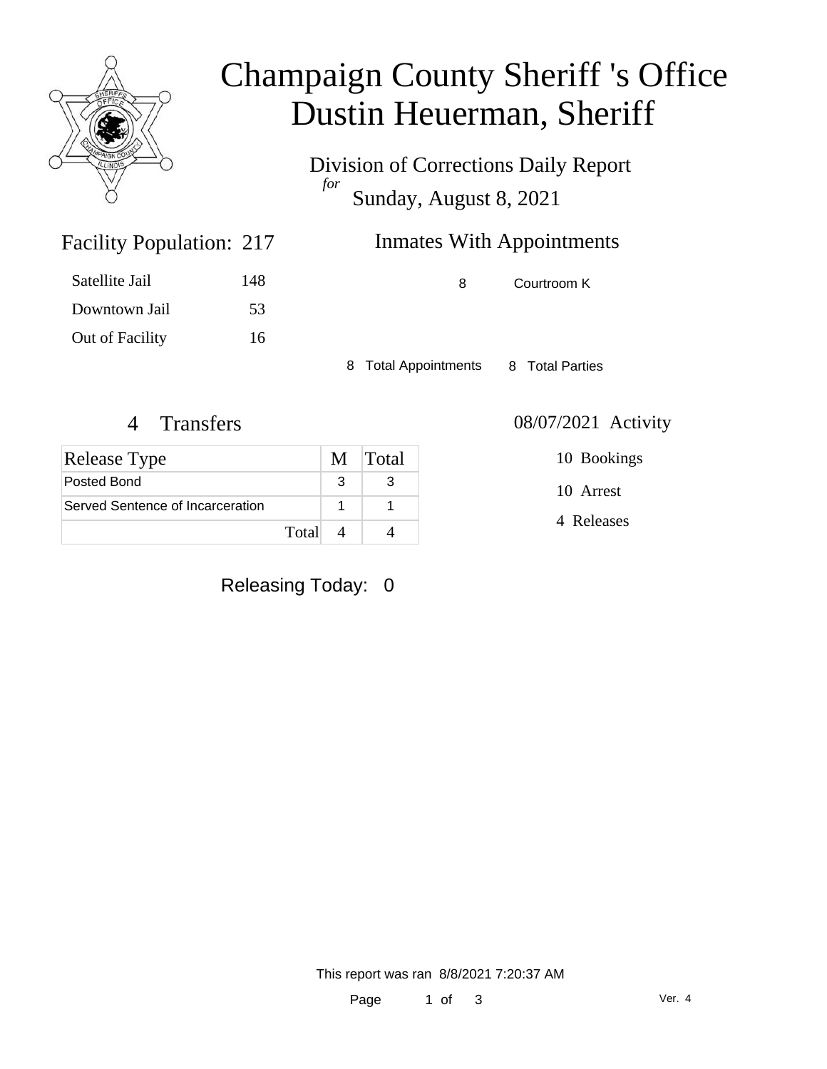# Champaign County Sheriff 's Office
# Dustin Heuerman, Sheriff

Division of Corrections Daily Report

*for*

Sunday, August 8, 2021

## Facility Population: 217

| | |
|---|---|
| Satellite Jail | 148 |
| Downtown Jail | 53 |
| Out of Facility | 16 |

## Inmates With Appointments

| | |
|---|---|
| 8 | Courtroom K |

8 Total Appointments     8 Total Parties

## 4 Transfers

| Release Type | M | Total |
|---|---|---|
| Posted Bond | 3 | 3 |
| Served Sentence of Incarceration | 1 | 1 |
| Total | 4 | 4 |

## 08/07/2021 Activity

10 Bookings

10 Arrest

4 Releases

Releasing Today: 0

This report was ran 8/8/2021 7:20:37 AM

Ver. 4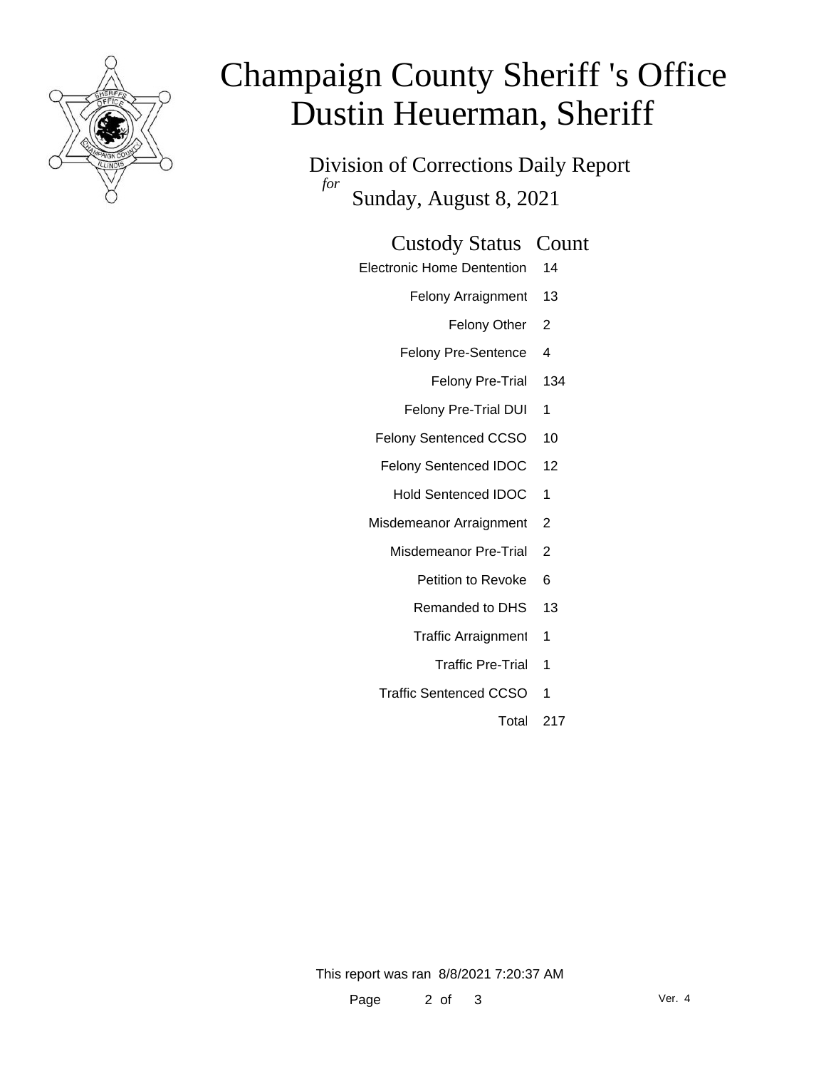# Champaign County Sheriff 's Office
# Dustin Heuerman, Sheriff

Division of Corrections Daily Report
*for*
Sunday, August 8, 2021

| Custody Status | Count |
|---|---|
| Electronic Home Dentention | 14 |
| Felony Arraignment | 13 |
| Felony Other | 2 |
| Felony Pre-Sentence | 4 |
| Felony Pre-Trial | 134 |
| Felony Pre-Trial DUI | 1 |
| Felony Sentenced CCSO | 10 |
| Felony Sentenced IDOC | 12 |
| Hold Sentenced IDOC | 1 |
| Misdemeanor Arraignment | 2 |
| Misdemeanor Pre-Trial | 2 |
| Petition to Revoke | 6 |
| Remanded to DHS | 13 |
| Traffic Arraignment | 1 |
| Traffic Pre-Trial | 1 |
| Traffic Sentenced CCSO | 1 |
| Total | 217 |

This report was ran 8/8/2021 7:20:37 AM

Ver. 4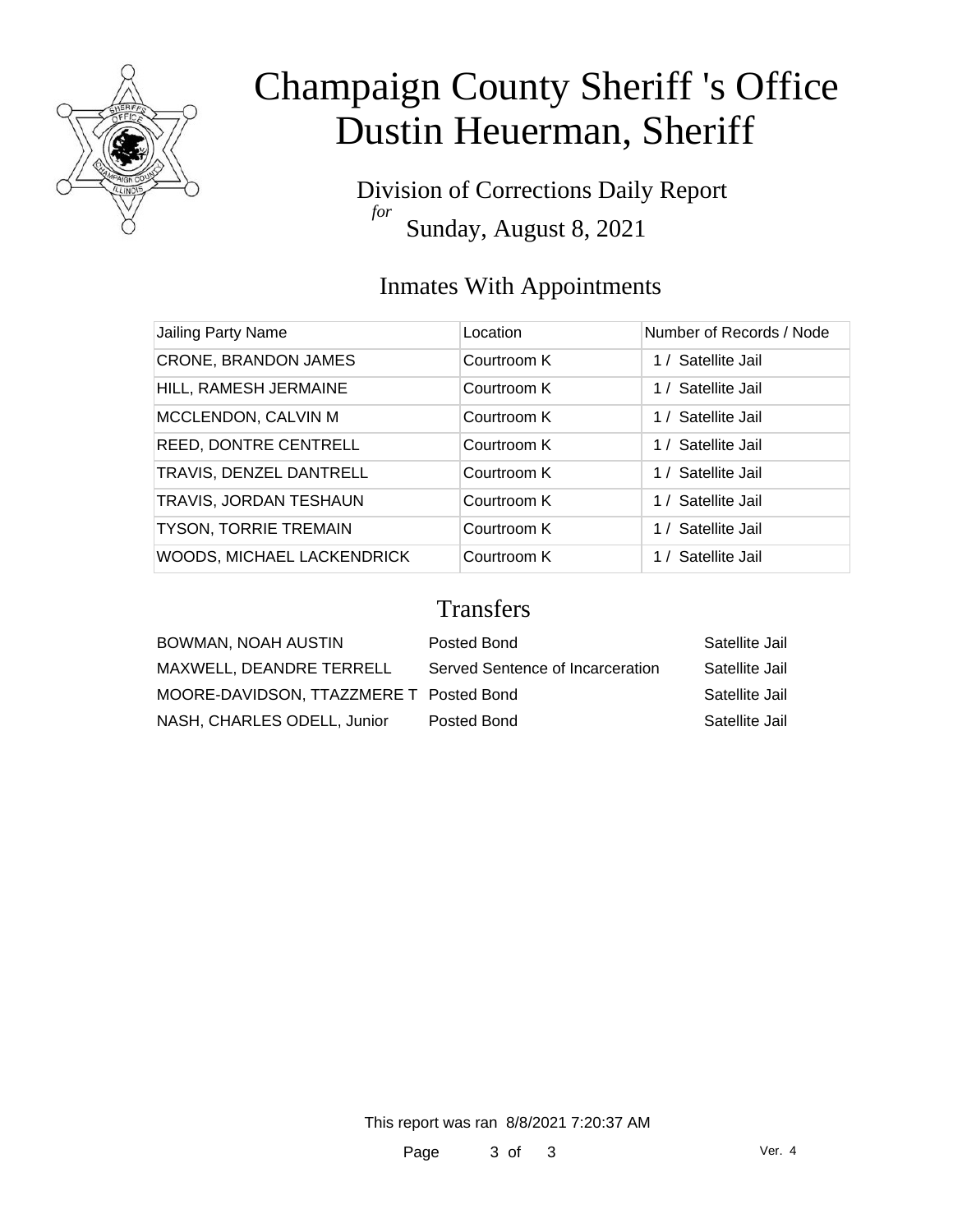# Champaign County Sheriff 's Office
# Dustin Heuerman, Sheriff

Division of Corrections Daily Report
*for*
Sunday, August 8, 2021

## Inmates With Appointments

| Jailing Party Name | Location | Number of Records / Node |
|---|---|---|
| CRONE, BRANDON JAMES | Courtroom K | 1 / Satellite Jail |
| HILL, RAMESH JERMAINE | Courtroom K | 1 / Satellite Jail |
| MCCLENDON, CALVIN M | Courtroom K | 1 / Satellite Jail |
| REED, DONTRE CENTRELL | Courtroom K | 1 / Satellite Jail |
| TRAVIS, DENZEL DANTRELL | Courtroom K | 1 / Satellite Jail |
| TRAVIS, JORDAN TESHAUN | Courtroom K | 1 / Satellite Jail |
| TYSON, TORRIE TREMAIN | Courtroom K | 1 / Satellite Jail |
| WOODS, MICHAEL LACKENDRICK | Courtroom K | 1 / Satellite Jail |

## Transfers

| | | |
|---|---|---|
| BOWMAN, NOAH AUSTIN | Posted Bond | Satellite Jail |
| MAXWELL, DEANDRE TERRELL | Served Sentence of Incarceration | Satellite Jail |
| MOORE-DAVIDSON, TTAZZMERE T | Posted Bond | Satellite Jail |
| NASH, CHARLES ODELL, Junior | Posted Bond | Satellite Jail |

This report was ran 8/8/2021 7:20:37 AM

Ver. 4